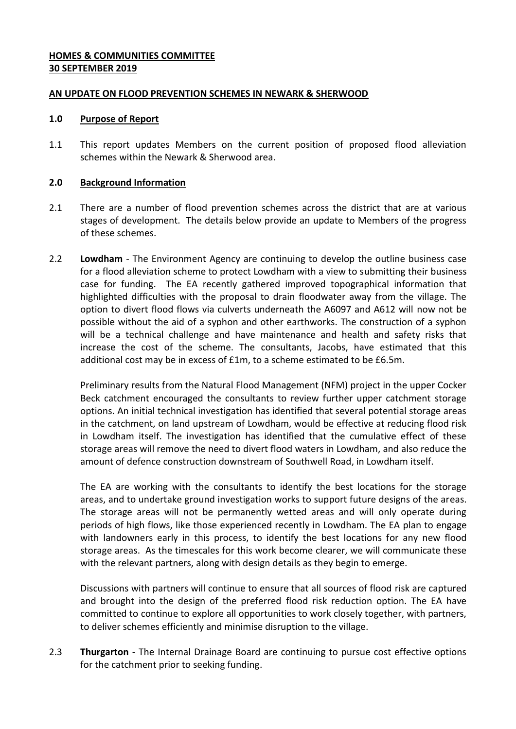**HOMES & COMMUNITIES COMMITTEE**
**30 SEPTEMBER 2019**

**AN UPDATE ON FLOOD PREVENTION SCHEMES IN NEWARK & SHERWOOD**

## 1.0 Purpose of Report

1.1 This report updates Members on the current position of proposed flood alleviation schemes within the Newark & Sherwood area.

## 2.0 Background Information

2.1 There are a number of flood prevention schemes across the district that are at various stages of development. The details below provide an update to Members of the progress of these schemes.

2.2 **Lowdham** - The Environment Agency are continuing to develop the outline business case for a flood alleviation scheme to protect Lowdham with a view to submitting their business case for funding. The EA recently gathered improved topographical information that highlighted difficulties with the proposal to drain floodwater away from the village. The option to divert flood flows via culverts underneath the A6097 and A612 will now not be possible without the aid of a syphon and other earthworks. The construction of a syphon will be a technical challenge and have maintenance and health and safety risks that increase the cost of the scheme. The consultants, Jacobs, have estimated that this additional cost may be in excess of £1m, to a scheme estimated to be £6.5m.

Preliminary results from the Natural Flood Management (NFM) project in the upper Cocker Beck catchment encouraged the consultants to review further upper catchment storage options. An initial technical investigation has identified that several potential storage areas in the catchment, on land upstream of Lowdham, would be effective at reducing flood risk in Lowdham itself. The investigation has identified that the cumulative effect of these storage areas will remove the need to divert flood waters in Lowdham, and also reduce the amount of defence construction downstream of Southwell Road, in Lowdham itself.

The EA are working with the consultants to identify the best locations for the storage areas, and to undertake ground investigation works to support future designs of the areas. The storage areas will not be permanently wetted areas and will only operate during periods of high flows, like those experienced recently in Lowdham. The EA plan to engage with landowners early in this process, to identify the best locations for any new flood storage areas. As the timescales for this work become clearer, we will communicate these with the relevant partners, along with design details as they begin to emerge.

Discussions with partners will continue to ensure that all sources of flood risk are captured and brought into the design of the preferred flood risk reduction option. The EA have committed to continue to explore all opportunities to work closely together, with partners, to deliver schemes efficiently and minimise disruption to the village.

2.3 **Thurgarton** - The Internal Drainage Board are continuing to pursue cost effective options for the catchment prior to seeking funding.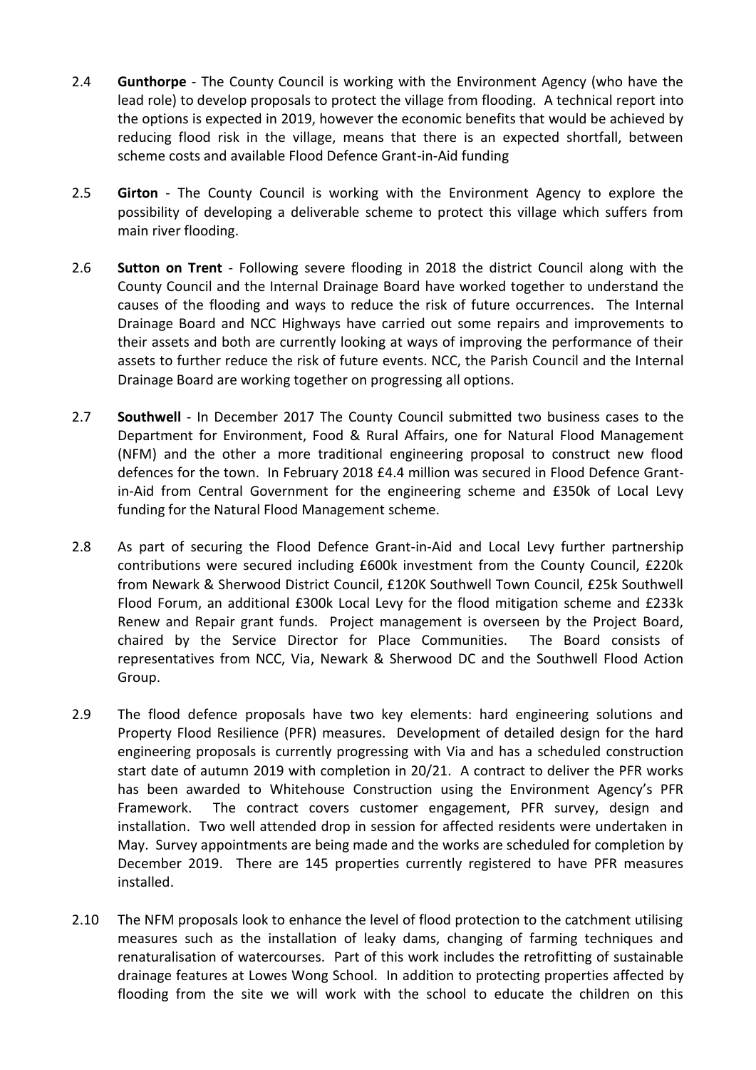2.4 **Gunthorpe** - The County Council is working with the Environment Agency (who have the lead role) to develop proposals to protect the village from flooding. A technical report into the options is expected in 2019, however the economic benefits that would be achieved by reducing flood risk in the village, means that there is an expected shortfall, between scheme costs and available Flood Defence Grant-in-Aid funding

2.5 **Girton** - The County Council is working with the Environment Agency to explore the possibility of developing a deliverable scheme to protect this village which suffers from main river flooding.

2.6 **Sutton on Trent** - Following severe flooding in 2018 the district Council along with the County Council and the Internal Drainage Board have worked together to understand the causes of the flooding and ways to reduce the risk of future occurrences. The Internal Drainage Board and NCC Highways have carried out some repairs and improvements to their assets and both are currently looking at ways of improving the performance of their assets to further reduce the risk of future events. NCC, the Parish Council and the Internal Drainage Board are working together on progressing all options.

2.7 **Southwell** - In December 2017 The County Council submitted two business cases to the Department for Environment, Food & Rural Affairs, one for Natural Flood Management (NFM) and the other a more traditional engineering proposal to construct new flood defences for the town. In February 2018 £4.4 million was secured in Flood Defence Grant-in-Aid from Central Government for the engineering scheme and £350k of Local Levy funding for the Natural Flood Management scheme.

2.8 As part of securing the Flood Defence Grant-in-Aid and Local Levy further partnership contributions were secured including £600k investment from the County Council, £220k from Newark & Sherwood District Council, £120K Southwell Town Council, £25k Southwell Flood Forum, an additional £300k Local Levy for the flood mitigation scheme and £233k Renew and Repair grant funds. Project management is overseen by the Project Board, chaired by the Service Director for Place Communities. The Board consists of representatives from NCC, Via, Newark & Sherwood DC and the Southwell Flood Action Group.

2.9 The flood defence proposals have two key elements: hard engineering solutions and Property Flood Resilience (PFR) measures. Development of detailed design for the hard engineering proposals is currently progressing with Via and has a scheduled construction start date of autumn 2019 with completion in 20/21. A contract to deliver the PFR works has been awarded to Whitehouse Construction using the Environment Agency's PFR Framework. The contract covers customer engagement, PFR survey, design and installation. Two well attended drop in session for affected residents were undertaken in May. Survey appointments are being made and the works are scheduled for completion by December 2019. There are 145 properties currently registered to have PFR measures installed.

2.10 The NFM proposals look to enhance the level of flood protection to the catchment utilising measures such as the installation of leaky dams, changing of farming techniques and renaturalisation of watercourses. Part of this work includes the retrofitting of sustainable drainage features at Lowes Wong School. In addition to protecting properties affected by flooding from the site we will work with the school to educate the children on this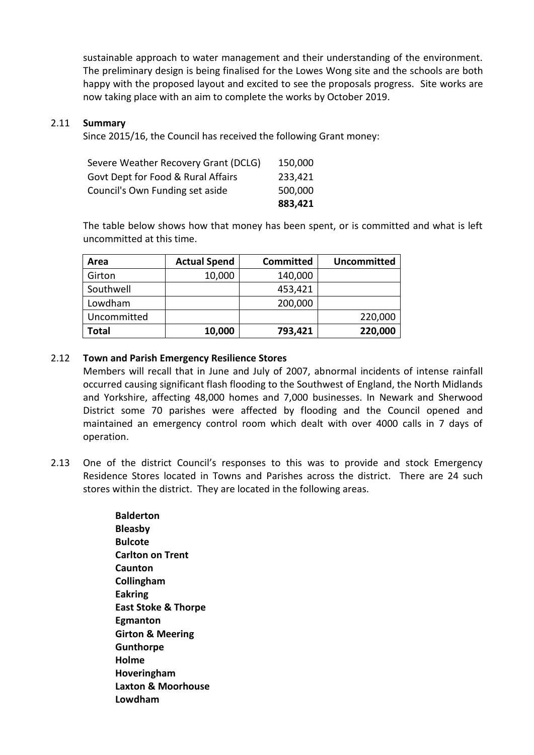sustainable approach to water management and their understanding of the environment. The preliminary design is being finalised for the Lowes Wong site and the schools are both happy with the proposed layout and excited to see the proposals progress. Site works are now taking place with an aim to complete the works by October 2019.

2.11 **Summary**

Since 2015/16, the Council has received the following Grant money:

| | |
|---|---|
| Severe Weather Recovery Grant (DCLG) | 150,000 |
| Govt Dept for Food & Rural Affairs | 233,421 |
| Council's Own Funding set aside | 500,000 |
| | **883,421** |

The table below shows how that money has been spent, or is committed and what is left uncommitted at this time.

| Area | Actual Spend | Committed | Uncommitted |
|---|---|---|---|
| Girton | 10,000 | 140,000 | |
| Southwell | | 453,421 | |
| Lowdham | | 200,000 | |
| Uncommitted | | | 220,000 |
| **Total** | **10,000** | **793,421** | **220,000** |

2.12 **Town and Parish Emergency Resilience Stores**

Members will recall that in June and July of 2007, abnormal incidents of intense rainfall occurred causing significant flash flooding to the Southwest of England, the North Midlands and Yorkshire, affecting 48,000 homes and 7,000 businesses. In Newark and Sherwood District some 70 parishes were affected by flooding and the Council opened and maintained an emergency control room which dealt with over 4000 calls in 7 days of operation.

2.13 One of the district Council's responses to this was to provide and stock Emergency Residence Stores located in Towns and Parishes across the district. There are 24 such stores within the district. They are located in the following areas.

**Balderton**
**Bleasby**
**Bulcote**
**Carlton on Trent**
**Caunton**
**Collingham**
**Eakring**
**East Stoke & Thorpe**
**Egmanton**
**Girton & Meering**
**Gunthorpe**
**Holme**
**Hoveringham**
**Laxton & Moorhouse**
**Lowdham**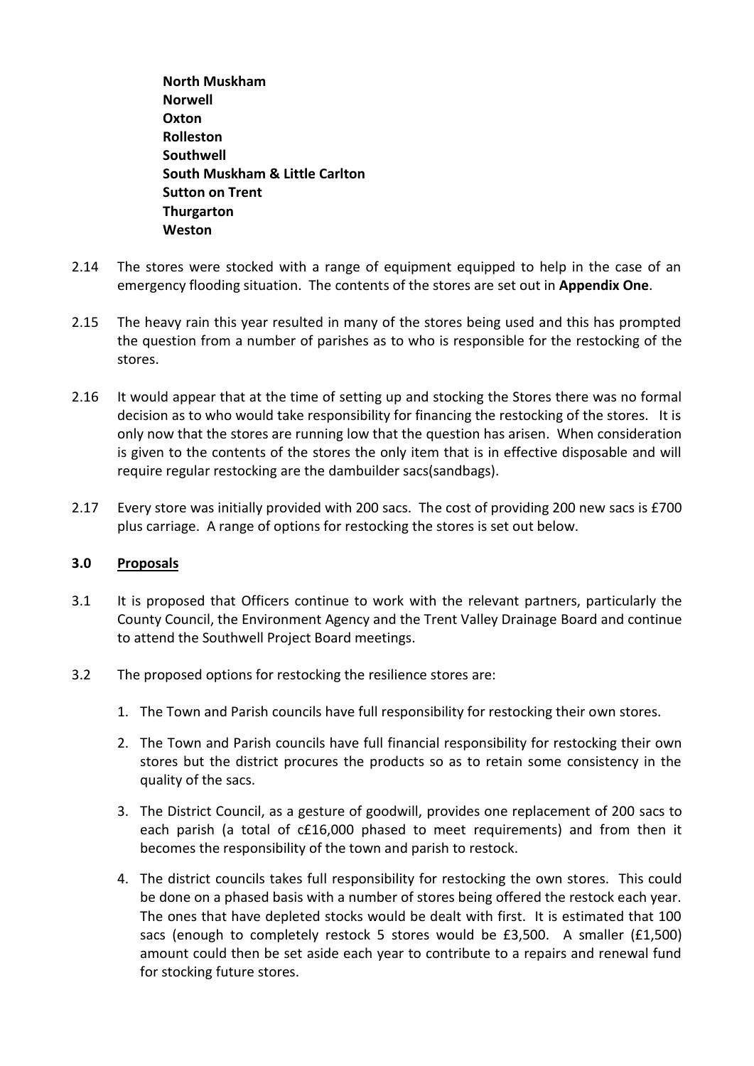**North Muskham**
**Norwell**
**Oxton**
**Rolleston**
**Southwell**
**South Muskham & Little Carlton**
**Sutton on Trent**
**Thurgarton**
**Weston**

2.14 The stores were stocked with a range of equipment equipped to help in the case of an emergency flooding situation. The contents of the stores are set out in **Appendix One**.

2.15 The heavy rain this year resulted in many of the stores being used and this has prompted the question from a number of parishes as to who is responsible for the restocking of the stores.

2.16 It would appear that at the time of setting up and stocking the Stores there was no formal decision as to who would take responsibility for financing the restocking of the stores. It is only now that the stores are running low that the question has arisen. When consideration is given to the contents of the stores the only item that is in effective disposable and will require regular restocking are the dambuilder sacs(sandbags).

2.17 Every store was initially provided with 200 sacs. The cost of providing 200 new sacs is £700 plus carriage. A range of options for restocking the stores is set out below.

## 3.0 Proposals

3.1 It is proposed that Officers continue to work with the relevant partners, particularly the County Council, the Environment Agency and the Trent Valley Drainage Board and continue to attend the Southwell Project Board meetings.

3.2 The proposed options for restocking the resilience stores are:

1. The Town and Parish councils have full responsibility for restocking their own stores.
2. The Town and Parish councils have full financial responsibility for restocking their own stores but the district procures the products so as to retain some consistency in the quality of the sacs.
3. The District Council, as a gesture of goodwill, provides one replacement of 200 sacs to each parish (a total of c£16,000 phased to meet requirements) and from then it becomes the responsibility of the town and parish to restock.
4. The district councils takes full responsibility for restocking the own stores. This could be done on a phased basis with a number of stores being offered the restock each year. The ones that have depleted stocks would be dealt with first. It is estimated that 100 sacs (enough to completely restock 5 stores would be £3,500. A smaller (£1,500) amount could then be set aside each year to contribute to a repairs and renewal fund for stocking future stores.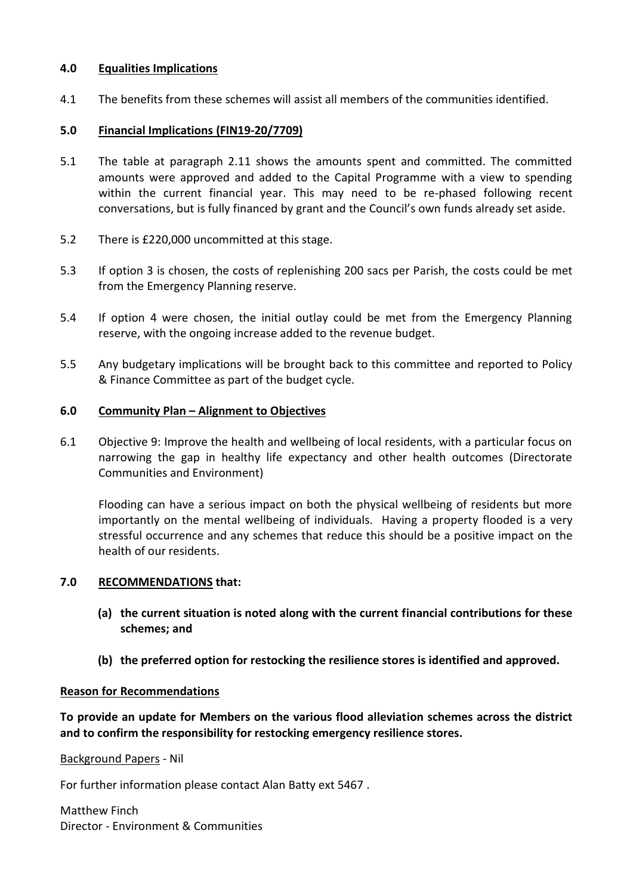## 4.0 Equalities Implications

4.1 The benefits from these schemes will assist all members of the communities identified.

## 5.0 Financial Implications (FIN19-20/7709)

5.1 The table at paragraph 2.11 shows the amounts spent and committed. The committed amounts were approved and added to the Capital Programme with a view to spending within the current financial year. This may need to be re-phased following recent conversations, but is fully financed by grant and the Council's own funds already set aside.

5.2 There is £220,000 uncommitted at this stage.

5.3 If option 3 is chosen, the costs of replenishing 200 sacs per Parish, the costs could be met from the Emergency Planning reserve.

5.4 If option 4 were chosen, the initial outlay could be met from the Emergency Planning reserve, with the ongoing increase added to the revenue budget.

5.5 Any budgetary implications will be brought back to this committee and reported to Policy & Finance Committee as part of the budget cycle.

## 6.0 Community Plan – Alignment to Objectives

6.1 Objective 9: Improve the health and wellbeing of local residents, with a particular focus on narrowing the gap in healthy life expectancy and other health outcomes (Directorate Communities and Environment)

Flooding can have a serious impact on both the physical wellbeing of residents but more importantly on the mental wellbeing of individuals. Having a property flooded is a very stressful occurrence and any schemes that reduce this should be a positive impact on the health of our residents.

## 7.0 RECOMMENDATIONS that:

**(a) the current situation is noted along with the current financial contributions for these schemes; and**

**(b) the preferred option for restocking the resilience stores is identified and approved.**

**Reason for Recommendations**

**To provide an update for Members on the various flood alleviation schemes across the district and to confirm the responsibility for restocking emergency resilience stores.**

Background Papers - Nil

For further information please contact Alan Batty ext 5467 .

Matthew Finch
Director - Environment & Communities